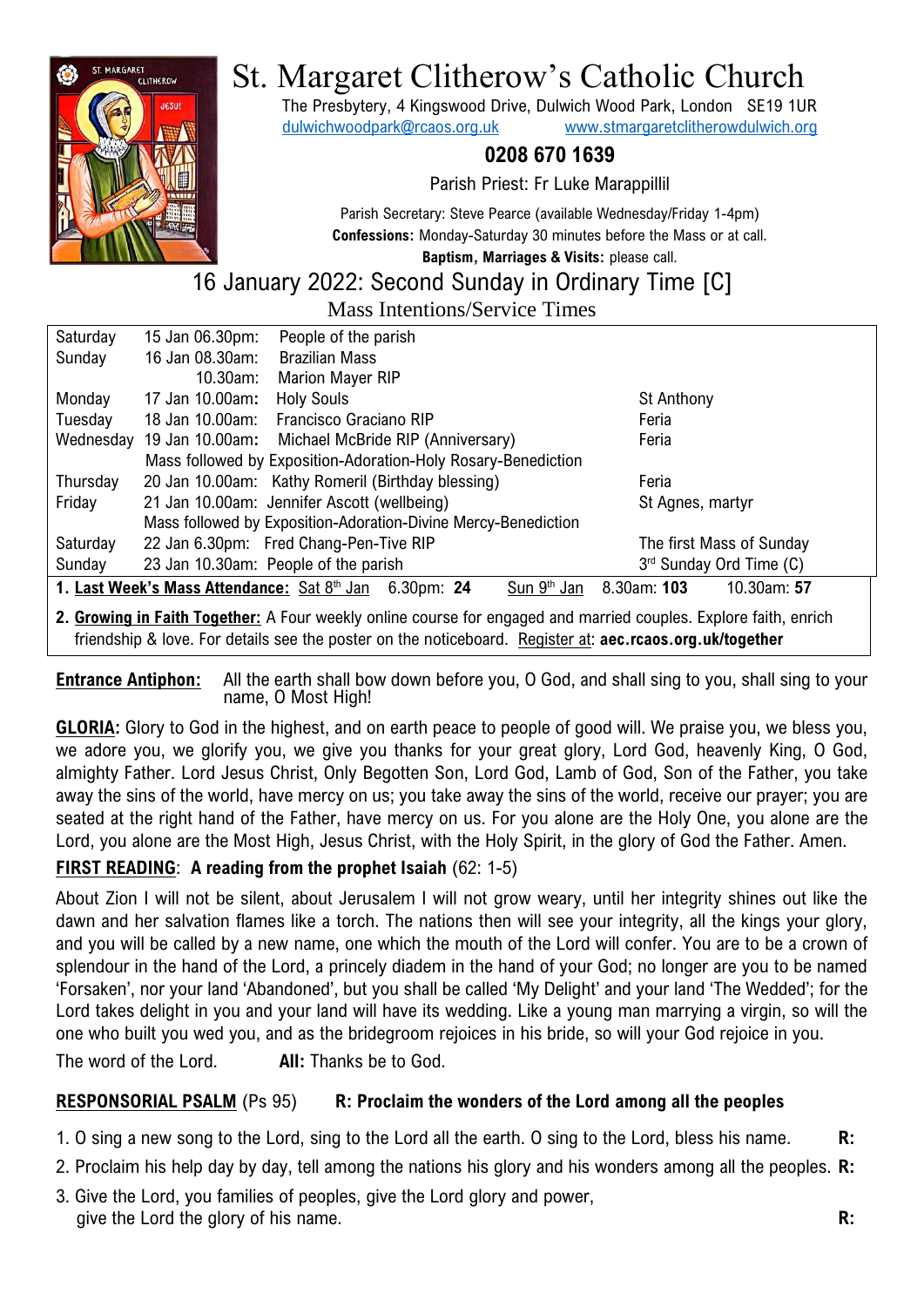# St. Margaret Clitherow's Catholic Church

The Presbytery, 4 Kingswood Drive, Dulwich Wood Park, London SE19 1UR
dulwichwoodpark@rcaos.org.uk www.stmargaretclitherowdulwich.org

**0208 670 1639**

Parish Priest: Fr Luke Marappillil

Parish Secretary: Steve Pearce (available Wednesday/Friday 1-4pm)
**Confessions:** Monday-Saturday 30 minutes before the Mass or at call.
**Baptism, Marriages & Visits:** please call.

## 16 January 2022: Second Sunday in Ordinary Time [C]

### Mass Intentions/Service Times

| Day | Date/Time | Intention | Feast |
|---|---|---|---|
| Saturday | 15 Jan 06.30pm: | People of the parish | |
| Sunday | 16 Jan 08.30am: | Brazilian Mass | |
| | 10.30am: | Marion Mayer RIP | |
| Monday | 17 Jan 10.00am: | Holy Souls | St Anthony |
| Tuesday | 18 Jan 10.00am: | Francisco Graciano RIP | Feria |
| Wednesday | 19 Jan 10.00am: | Michael McBride RIP (Anniversary) | Feria |
| | Mass followed by Exposition-Adoration-Holy Rosary-Benediction | | |
| Thursday | 20 Jan 10.00am: | Kathy Romeril (Birthday blessing) | Feria |
| Friday | 21 Jan 10.00am: | Jennifer Ascott (wellbeing) | St Agnes, martyr |
| | Mass followed by Exposition-Adoration-Divine Mercy-Benediction | | |
| Saturday | 22 Jan 6.30pm: | Fred Chang-Pen-Tive RIP | The first Mass of Sunday |
| Sunday | 23 Jan 10.30am: | People of the parish | 3rd Sunday Ord Time (C) |

1. **Last Week's Mass Attendance:** Sat 8th Jan 6.30pm: **24** Sun 9th Jan 8.30am: **103** 10.30am: **57**

2. **Growing in Faith Together:** A Four weekly online course for engaged and married couples. Explore faith, enrich friendship & love. For details see the poster on the noticeboard. Register at: **aec.rcaos.org.uk/together**

**Entrance Antiphon:** All the earth shall bow down before you, O God, and shall sing to you, shall sing to your name, O Most High!

**GLORIA:** Glory to God in the highest, and on earth peace to people of good will. We praise you, we bless you, we adore you, we glorify you, we give you thanks for your great glory, Lord God, heavenly King, O God, almighty Father. Lord Jesus Christ, Only Begotten Son, Lord God, Lamb of God, Son of the Father, you take away the sins of the world, have mercy on us; you take away the sins of the world, receive our prayer; you are seated at the right hand of the Father, have mercy on us. For you alone are the Holy One, you alone are the Lord, you alone are the Most High, Jesus Christ, with the Holy Spirit, in the glory of God the Father. Amen.

**FIRST READING**: **A reading from the prophet Isaiah** (62: 1-5)

About Zion I will not be silent, about Jerusalem I will not grow weary, until her integrity shines out like the dawn and her salvation flames like a torch. The nations then will see your integrity, all the kings your glory, and you will be called by a new name, one which the mouth of the Lord will confer. You are to be a crown of splendour in the hand of the Lord, a princely diadem in the hand of your God; no longer are you to be named 'Forsaken', nor your land 'Abandoned', but you shall be called 'My Delight' and your land 'The Wedded'; for the Lord takes delight in you and your land will have its wedding. Like a young man marrying a virgin, so will the one who built you wed you, and as the bridegroom rejoices in his bride, so will your God rejoice in you.

The word of the Lord. **All:** Thanks be to God.

**RESPONSORIAL PSALM** (Ps 95) **R: Proclaim the wonders of the Lord among all the peoples**

1. O sing a new song to the Lord, sing to the Lord all the earth. O sing to the Lord, bless his name. **R:**
2. Proclaim his help day by day, tell among the nations his glory and his wonders among all the peoples. **R:**
3. Give the Lord, you families of peoples, give the Lord glory and power, give the Lord the glory of his name. **R:**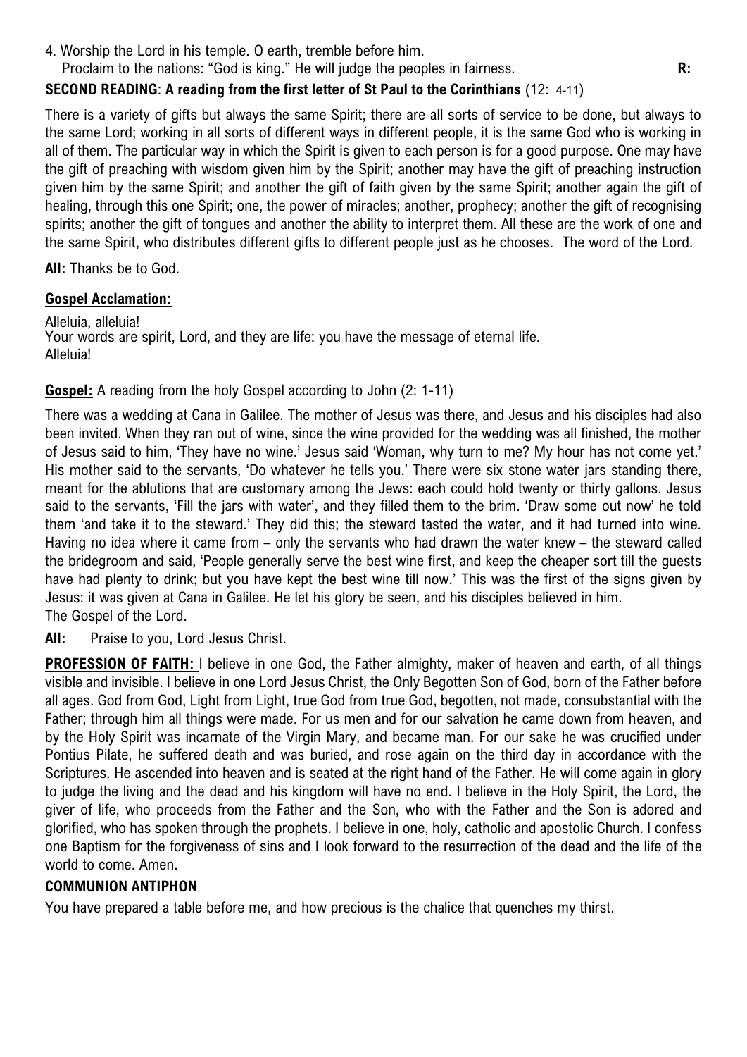4. Worship the Lord in his temple. O earth, tremble before him.
   Proclaim to the nations: "God is king." He will judge the peoples in fairness. **R:**

**SECOND READING**: **A reading from the first letter of St Paul to the Corinthians** (12: 4-11)

There is a variety of gifts but always the same Spirit; there are all sorts of service to be done, but always to the same Lord; working in all sorts of different ways in different people, it is the same God who is working in all of them. The particular way in which the Spirit is given to each person is for a good purpose. One may have the gift of preaching with wisdom given him by the Spirit; another may have the gift of preaching instruction given him by the same Spirit; and another the gift of faith given by the same Spirit; another again the gift of healing, through this one Spirit; one, the power of miracles; another, prophecy; another the gift of recognising spirits; another the gift of tongues and another the ability to interpret them. All these are the work of one and the same Spirit, who distributes different gifts to different people just as he chooses. The word of the Lord.

**All:** Thanks be to God.

**Gospel Acclamation:**

Alleluia, alleluia!
Your words are spirit, Lord, and they are life: you have the message of eternal life.
Alleluia!

**Gospel:** A reading from the holy Gospel according to John (2: 1-11)

There was a wedding at Cana in Galilee. The mother of Jesus was there, and Jesus and his disciples had also been invited. When they ran out of wine, since the wine provided for the wedding was all finished, the mother of Jesus said to him, 'They have no wine.' Jesus said 'Woman, why turn to me? My hour has not come yet.' His mother said to the servants, 'Do whatever he tells you.' There were six stone water jars standing there, meant for the ablutions that are customary among the Jews: each could hold twenty or thirty gallons. Jesus said to the servants, 'Fill the jars with water', and they filled them to the brim. 'Draw some out now' he told them 'and take it to the steward.' They did this; the steward tasted the water, and it had turned into wine. Having no idea where it came from – only the servants who had drawn the water knew – the steward called the bridegroom and said, 'People generally serve the best wine first, and keep the cheaper sort till the guests have had plenty to drink; but you have kept the best wine till now.' This was the first of the signs given by Jesus: it was given at Cana in Galilee. He let his glory be seen, and his disciples believed in him.
The Gospel of the Lord.

**All:** Praise to you, Lord Jesus Christ.

**PROFESSION OF FAITH:** I believe in one God, the Father almighty, maker of heaven and earth, of all things visible and invisible. I believe in one Lord Jesus Christ, the Only Begotten Son of God, born of the Father before all ages. God from God, Light from Light, true God from true God, begotten, not made, consubstantial with the Father; through him all things were made. For us men and for our salvation he came down from heaven, and by the Holy Spirit was incarnate of the Virgin Mary, and became man. For our sake he was crucified under Pontius Pilate, he suffered death and was buried, and rose again on the third day in accordance with the Scriptures. He ascended into heaven and is seated at the right hand of the Father. He will come again in glory to judge the living and the dead and his kingdom will have no end. I believe in the Holy Spirit, the Lord, the giver of life, who proceeds from the Father and the Son, who with the Father and the Son is adored and glorified, who has spoken through the prophets. I believe in one, holy, catholic and apostolic Church. I confess one Baptism for the forgiveness of sins and I look forward to the resurrection of the dead and the life of the world to come. Amen.

**COMMUNION ANTIPHON**

You have prepared a table before me, and how precious is the chalice that quenches my thirst.